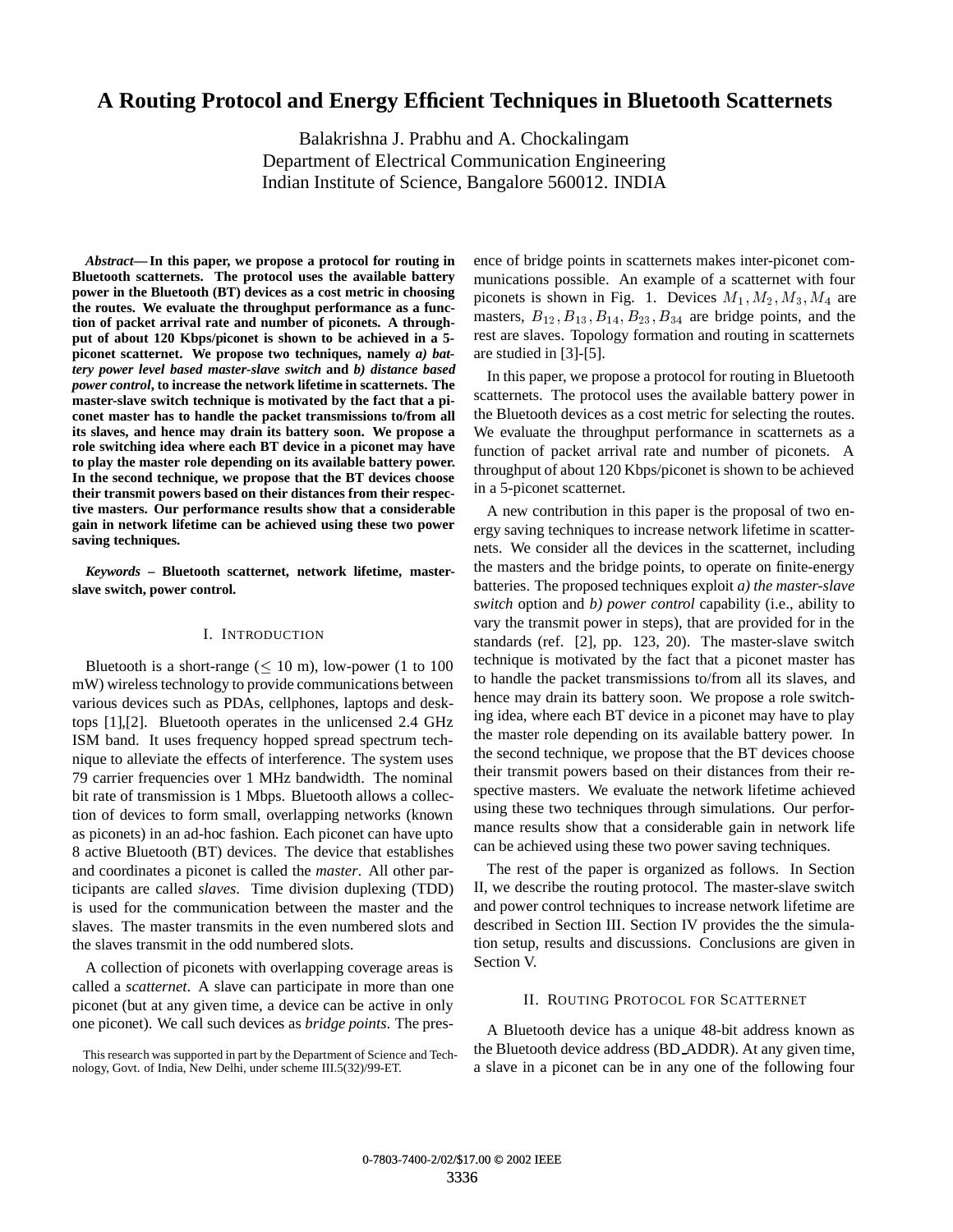# A Routing Protocol and Energy Efficient Techniques in Bluetooth Scatternets

Balakrishna J. Prabhu and A. Chockalingam
Department of Electrical Communication Engineering
Indian Institute of Science, Bangalore 560012. INDIA

***Abstract*— In this paper, we propose a protocol for routing in Bluetooth scatternets. The protocol uses the available battery power in the Bluetooth (BT) devices as a cost metric in choosing the routes. We evaluate the throughput performance as a function of packet arrival rate and number of piconets. A throughput of about 120 Kbps/piconet is shown to be achieved in a 5-piconet scatternet. We propose two techniques, namely *a) battery power level based master-slave switch* and *b) distance based power control*, to increase the network lifetime in scatternets. The master-slave switch technique is motivated by the fact that a piconet master has to handle the packet transmissions to/from all its slaves, and hence may drain its battery soon. We propose a role switching idea where each BT device in a piconet may have to play the master role depending on its available battery power. In the second technique, we propose that the BT devices choose their transmit powers based on their distances from their respective masters. Our performance results show that a considerable gain in network lifetime can be achieved using these two power saving techniques.**

***Keywords* – Bluetooth scatternet, network lifetime, master-slave switch, power control.**

## I. Introduction

Bluetooth is a short-range ($\leq$ 10 m), low-power (1 to 100 mW) wireless technology to provide communications between various devices such as PDAs, cellphones, laptops and desktops [1],[2]. Bluetooth operates in the unlicensed 2.4 GHz ISM band. It uses frequency hopped spread spectrum technique to alleviate the effects of interference. The system uses 79 carrier frequencies over 1 MHz bandwidth. The nominal bit rate of transmission is 1 Mbps. Bluetooth allows a collection of devices to form small, overlapping networks (known as piconets) in an ad-hoc fashion. Each piconet can have upto 8 active Bluetooth (BT) devices. The device that establishes and coordinates a piconet is called the *master*. All other participants are called *slaves*. Time division duplexing (TDD) is used for the communication between the master and the slaves. The master transmits in the even numbered slots and the slaves transmit in the odd numbered slots.

A collection of piconets with overlapping coverage areas is called a *scatternet*. A slave can participate in more than one piconet (but at any given time, a device can be active in only one piconet). We call such devices as *bridge points*. The presence of bridge points in scatternets makes inter-piconet communications possible. An example of a scatternet with four piconets is shown in Fig. 1. Devices $M_1, M_2, M_3, M_4$ are masters, $B_{12}, B_{13}, B_{14}, B_{23}, B_{34}$ are bridge points, and the rest are slaves. Topology formation and routing in scatternets are studied in [3]-[5].

In this paper, we propose a protocol for routing in Bluetooth scatternets. The protocol uses the available battery power in the Bluetooth devices as a cost metric for selecting the routes. We evaluate the throughput performance in scatternets as a function of packet arrival rate and number of piconets. A throughput of about 120 Kbps/piconet is shown to be achieved in a 5-piconet scatternet.

A new contribution in this paper is the proposal of two energy saving techniques to increase network lifetime in scatternets. We consider all the devices in the scatternet, including the masters and the bridge points, to operate on finite-energy batteries. The proposed techniques exploit *a) the master-slave switch* option and *b) power control* capability (i.e., ability to vary the transmit power in steps), that are provided for in the standards (ref. [2], pp. 123, 20). The master-slave switch technique is motivated by the fact that a piconet master has to handle the packet transmissions to/from all its slaves, and hence may drain its battery soon. We propose a role switching idea, where each BT device in a piconet may have to play the master role depending on its available battery power. In the second technique, we propose that the BT devices choose their transmit powers based on their distances from their respective masters. We evaluate the network lifetime achieved using these two techniques through simulations. Our performance results show that a considerable gain in network life can be achieved using these two power saving techniques.

The rest of the paper is organized as follows. In Section II, we describe the routing protocol. The master-slave switch and power control techniques to increase network lifetime are described in Section III. Section IV provides the the simulation setup, results and discussions. Conclusions are given in Section V.

## II. Routing Protocol for Scatternet

A Bluetooth device has a unique 48-bit address known as the Bluetooth device address (BD_ADDR). At any given time, a slave in a piconet can be in any one of the following four

This research was supported in part by the Department of Science and Technology, Govt. of India, New Delhi, under scheme III.5(32)/99-ET.

0-7803-7400-2/02/$17.00 © 2002 IEEE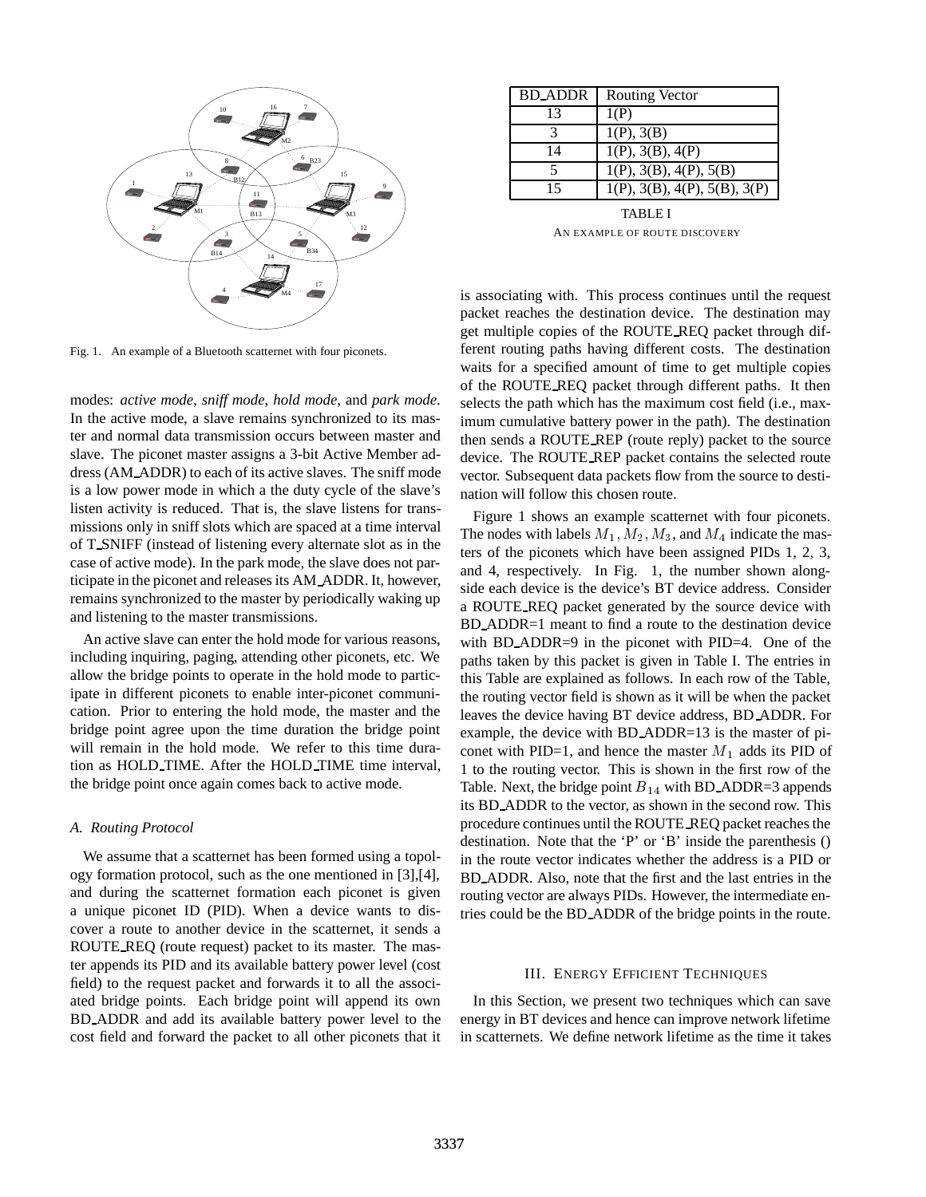Fig. 1. An example of a Bluetooth scatternet with four piconets.

modes: *active mode*, *sniff mode*, *hold mode*, and *park mode*. In the active mode, a slave remains synchronized to its master and normal data transmission occurs between master and slave. The piconet master assigns a 3-bit Active Member address (AM_ADDR) to each of its active slaves. The sniff mode is a low power mode in which a the duty cycle of the slave's listen activity is reduced. That is, the slave listens for transmissions only in sniff slots which are spaced at a time interval of T_SNIFF (instead of listening every alternate slot as in the case of active mode). In the park mode, the slave does not participate in the piconet and releases its AM_ADDR. It, however, remains synchronized to the master by periodically waking up and listening to the master transmissions.

An active slave can enter the hold mode for various reasons, including inquiring, paging, attending other piconets, etc. We allow the bridge points to operate in the hold mode to participate in different piconets to enable inter-piconet communication. Prior to entering the hold mode, the master and the bridge point agree upon the time duration the bridge point will remain in the hold mode. We refer to this time duration as HOLD_TIME. After the HOLD_TIME time interval, the bridge point once again comes back to active mode.

### *A. Routing Protocol*

We assume that a scatternet has been formed using a topology formation protocol, such as the one mentioned in [3],[4], and during the scatternet formation each piconet is given a unique piconet ID (PID). When a device wants to discover a route to another device in the scatternet, it sends a ROUTE_REQ (route request) packet to its master. The master appends its PID and its available battery power level (cost field) to the request packet and forwards it to all the associated bridge points. Each bridge point will append its own BD_ADDR and add its available battery power level to the cost field and forward the packet to all other piconets that it is associating with. This process continues until the request packet reaches the destination device. The destination may get multiple copies of the ROUTE_REQ packet through different routing paths having different costs. The destination waits for a specified amount of time to get multiple copies of the ROUTE_REQ packet through different paths. It then selects the path which has the maximum cost field (i.e., maximum cumulative battery power in the path). The destination then sends a ROUTE_REP (route reply) packet to the source device. The ROUTE_REP packet contains the selected route vector. Subsequent data packets flow from the source to destination will follow this chosen route.

| BD_ADDR | Routing Vector |
|---|---|
| 13 | 1(P) |
| 3 | 1(P), 3(B) |
| 14 | 1(P), 3(B), 4(P) |
| 5 | 1(P), 3(B), 4(P), 5(B) |
| 15 | 1(P), 3(B), 4(P), 5(B), 3(P) |

TABLE I
AN EXAMPLE OF ROUTE DISCOVERY

Figure 1 shows an example scatternet with four piconets. The nodes with labels $M_1, M_2, M_3$, and $M_4$ indicate the masters of the piconets which have been assigned PIDs 1, 2, 3, and 4, respectively. In Fig. 1, the number shown alongside each device is the device's BT device address. Consider a ROUTE_REQ packet generated by the source device with BD_ADDR=1 meant to find a route to the destination device with BD_ADDR=9 in the piconet with PID=4. One of the paths taken by this packet is given in Table I. The entries in this Table are explained as follows. In each row of the Table, the routing vector field is shown as it will be when the packet leaves the device having BT device address, BD_ADDR. For example, the device with BD_ADDR=13 is the master of piconet with PID=1, and hence the master $M_1$ adds its PID of 1 to the routing vector. This is shown in the first row of the Table. Next, the bridge point $B_{14}$ with BD_ADDR=3 appends its BD_ADDR to the vector, as shown in the second row. This procedure continues until the ROUTE_REQ packet reaches the destination. Note that the 'P' or 'B' inside the parenthesis () in the route vector indicates whether the address is a PID or BD_ADDR. Also, note that the first and the last entries in the routing vector are always PIDs. However, the intermediate entries could be the BD_ADDR of the bridge points in the route.

## III. ENERGY EFFICIENT TECHNIQUES

In this Section, we present two techniques which can save energy in BT devices and hence can improve network lifetime in scatternets. We define network lifetime as the time it takes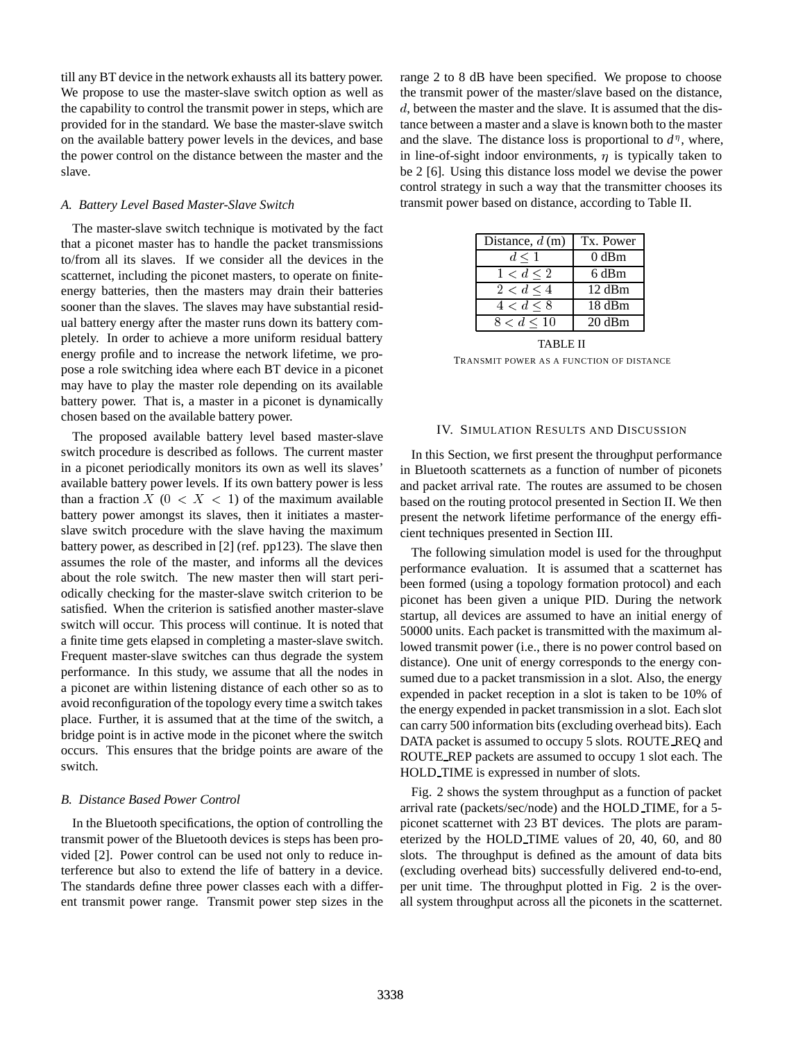till any BT device in the network exhausts all its battery power. We propose to use the master-slave switch option as well as the capability to control the transmit power in steps, which are provided for in the standard. We base the master-slave switch on the available battery power levels in the devices, and base the power control on the distance between the master and the slave.

### *A. Battery Level Based Master-Slave Switch*

The master-slave switch technique is motivated by the fact that a piconet master has to handle the packet transmissions to/from all its slaves. If we consider all the devices in the scatternet, including the piconet masters, to operate on finite-energy batteries, then the masters may drain their batteries sooner than the slaves. The slaves may have substantial residual battery energy after the master runs down its battery completely. In order to achieve a more uniform residual battery energy profile and to increase the network lifetime, we propose a role switching idea where each BT device in a piconet may have to play the master role depending on its available battery power. That is, a master in a piconet is dynamically chosen based on the available battery power.

The proposed available battery level based master-slave switch procedure is described as follows. The current master in a piconet periodically monitors its own as well its slaves' available battery power levels. If its own battery power is less than a fraction $X$ $(0 < X < 1)$ of the maximum available battery power amongst its slaves, then it initiates a master-slave switch procedure with the slave having the maximum battery power, as described in [2] (ref. pp123). The slave then assumes the role of the master, and informs all the devices about the role switch. The new master then will start periodically checking for the master-slave switch criterion to be satisfied. When the criterion is satisfied another master-slave switch will occur. This process will continue. It is noted that a finite time gets elapsed in completing a master-slave switch. Frequent master-slave switches can thus degrade the system performance. In this study, we assume that all the nodes in a piconet are within listening distance of each other so as to avoid reconfiguration of the topology every time a switch takes place. Further, it is assumed that at the time of the switch, a bridge point is in active mode in the piconet where the switch occurs. This ensures that the bridge points are aware of the switch.

### *B. Distance Based Power Control*

In the Bluetooth specifications, the option of controlling the transmit power of the Bluetooth devices is steps has been provided [2]. Power control can be used not only to reduce interference but also to extend the life of battery in a device. The standards define three power classes each with a different transmit power range. Transmit power step sizes in the range 2 to 8 dB have been specified. We propose to choose the transmit power of the master/slave based on the distance, $d$, between the master and the slave. It is assumed that the distance between a master and a slave is known both to the master and the slave. The distance loss is proportional to $d^{\eta}$, where, in line-of-sight indoor environments, $\eta$ is typically taken to be 2 [6]. Using this distance loss model we devise the power control strategy in such a way that the transmitter chooses its transmit power based on distance, according to Table II.

| Distance, $d$ (m) | Tx. Power |
|---|---|
| $d \leq 1$ | 0 dBm |
| $1 < d \leq 2$ | 6 dBm |
| $2 < d \leq 4$ | 12 dBm |
| $4 < d \leq 8$ | 18 dBm |
| $8 < d \leq 10$ | 20 dBm |

TABLE II

TRANSMIT POWER AS A FUNCTION OF DISTANCE

## IV. SIMULATION RESULTS AND DISCUSSION

In this Section, we first present the throughput performance in Bluetooth scatternets as a function of number of piconets and packet arrival rate. The routes are assumed to be chosen based on the routing protocol presented in Section II. We then present the network lifetime performance of the energy efficient techniques presented in Section III.

The following simulation model is used for the throughput performance evaluation. It is assumed that a scatternet has been formed (using a topology formation protocol) and each piconet has been given a unique PID. During the network startup, all devices are assumed to have an initial energy of 50000 units. Each packet is transmitted with the maximum allowed transmit power (i.e., there is no power control based on distance). One unit of energy corresponds to the energy consumed due to a packet transmission in a slot. Also, the energy expended in packet reception in a slot is taken to be 10% of the energy expended in packet transmission in a slot. Each slot can carry 500 information bits (excluding overhead bits). Each DATA packet is assumed to occupy 5 slots. ROUTE_REQ and ROUTE_REP packets are assumed to occupy 1 slot each. The HOLD_TIME is expressed in number of slots.

Fig. 2 shows the system throughput as a function of packet arrival rate (packets/sec/node) and the HOLD_TIME, for a 5-piconet scatternet with 23 BT devices. The plots are parameterized by the HOLD_TIME values of 20, 40, 60, and 80 slots. The throughput is defined as the amount of data bits (excluding overhead bits) successfully delivered end-to-end, per unit time. The throughput plotted in Fig. 2 is the overall system throughput across all the piconets in the scatternet.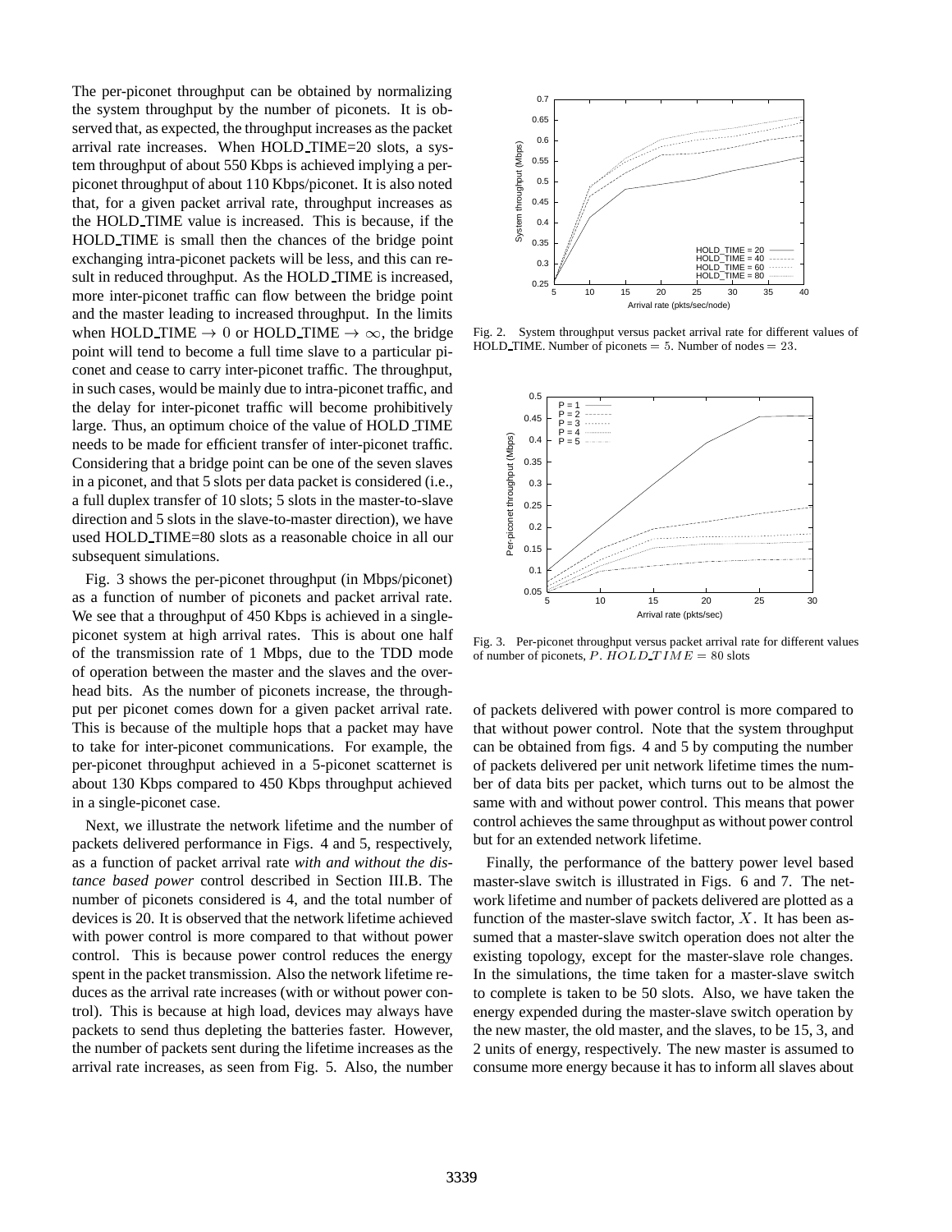The per-piconet throughput can be obtained by normalizing the system throughput by the number of piconets. It is observed that, as expected, the throughput increases as the packet arrival rate increases. When HOLD_TIME=20 slots, a system throughput of about 550 Kbps is achieved implying a per-piconet throughput of about 110 Kbps/piconet. It is also noted that, for a given packet arrival rate, throughput increases as the HOLD_TIME value is increased. This is because, if the HOLD_TIME is small then the chances of the bridge point exchanging intra-piconet packets will be less, and this can result in reduced throughput. As the HOLD_TIME is increased, more inter-piconet traffic can flow between the bridge point and the master leading to increased throughput. In the limits when HOLD_TIME $\rightarrow 0$ or HOLD_TIME $\rightarrow \infty$, the bridge point will tend to become a full time slave to a particular piconet and cease to carry inter-piconet traffic. The throughput, in such cases, would be mainly due to intra-piconet traffic, and the delay for inter-piconet traffic will become prohibitively large. Thus, an optimum choice of the value of HOLD_TIME needs to be made for efficient transfer of inter-piconet traffic. Considering that a bridge point can be one of the seven slaves in a piconet, and that 5 slots per data packet is considered (i.e., a full duplex transfer of 10 slots; 5 slots in the master-to-slave direction and 5 slots in the slave-to-master direction), we have used HOLD_TIME=80 slots as a reasonable choice in all our subsequent simulations.

Fig. 3 shows the per-piconet throughput (in Mbps/piconet) as a function of number of piconets and packet arrival rate. We see that a throughput of 450 Kbps is achieved in a single-piconet system at high arrival rates. This is about one half of the transmission rate of 1 Mbps, due to the TDD mode of operation between the master and the slaves and the overhead bits. As the number of piconets increase, the throughput per piconet comes down for a given packet arrival rate. This is because of the multiple hops that a packet may have to take for inter-piconet communications. For example, the per-piconet throughput achieved in a 5-piconet scatternet is about 130 Kbps compared to 450 Kbps throughput achieved in a single-piconet case.

Next, we illustrate the network lifetime and the number of packets delivered performance in Figs. 4 and 5, respectively, as a function of packet arrival rate *with and without the distance based power* control described in Section III.B. The number of piconets considered is 4, and the total number of devices is 20. It is observed that the network lifetime achieved with power control is more compared to that without power control. This is because power control reduces the energy spent in the packet transmission. Also the network lifetime reduces as the arrival rate increases (with or without power control). This is because at high load, devices may always have packets to send thus depleting the batteries faster. However, the number of packets sent during the lifetime increases as the arrival rate increases, as seen from Fig. 5. Also, the number

Fig. 2. System throughput versus packet arrival rate for different values of HOLD_TIME. Number of piconets $= 5$. Number of nodes $= 23$.

Fig. 3. Per-piconet throughput versus packet arrival rate for different values of number of piconets, $P$. $HOLD\_TIME = 80$ slots

of packets delivered with power control is more compared to that without power control. Note that the system throughput can be obtained from figs. 4 and 5 by computing the number of packets delivered per unit network lifetime times the number of data bits per packet, which turns out to be almost the same with and without power control. This means that power control achieves the same throughput as without power control but for an extended network lifetime.

Finally, the performance of the battery power level based master-slave switch is illustrated in Figs. 6 and 7. The network lifetime and number of packets delivered are plotted as a function of the master-slave switch factor, $X$. It has been assumed that a master-slave switch operation does not alter the existing topology, except for the master-slave role changes. In the simulations, the time taken for a master-slave switch to complete is taken to be 50 slots. Also, we have taken the energy expended during the master-slave switch operation by the new master, the old master, and the slaves, to be 15, 3, and 2 units of energy, respectively. The new master is assumed to consume more energy because it has to inform all slaves about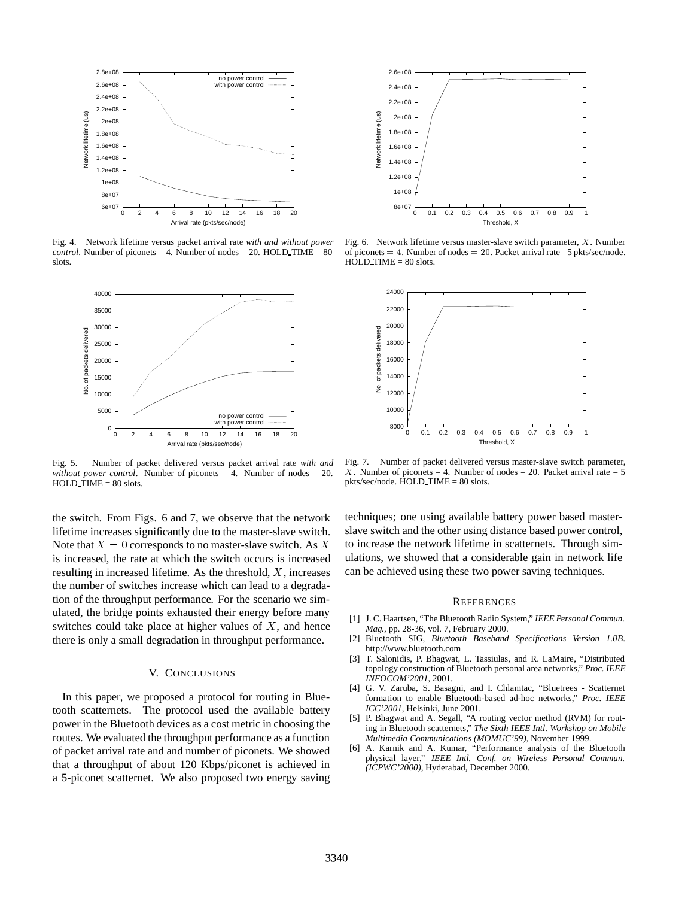2.8e+08
2.6e+08
2.4e+08
2.2e+08
2e+08
1.8e+08
1.6e+08
1.4e+08
1.2e+08
1e+08
8e+07
6e+07
0 2 4 6 8 10 12 14 16 18 20
Arrival rate (pkts/sec/node)
Network lifetime (us)
no power control
with power control

Fig. 4. Network lifetime versus packet arrival rate *with and without power control*. Number of piconets = 4. Number of nodes = 20. HOLD_TIME = 80 slots.

40000
35000
30000
25000
20000
15000
10000
5000
0
0 2 4 6 8 10 12 14 16 18 20
Arrival rate (pkts/sec/node)
No. of packets delivered
no power control
with power control

Fig. 5. Number of packet delivered versus packet arrival rate *with and without power control*. Number of piconets = 4. Number of nodes = 20. HOLD_TIME = 80 slots.

2.6e+08
2.4e+08
2.2e+08
2e+08
1.8e+08
1.6e+08
1.4e+08
1.2e+08
1e+08
8e+07
0 0.1 0.2 0.3 0.4 0.5 0.6 0.7 0.8 0.9 1
Threshold, X
Network lifetime (us)

Fig. 6. Network lifetime versus master-slave switch parameter, $X$. Number of piconets $= 4$. Number of nodes $= 20$. Packet arrival rate =5 pkts/sec/node. HOLD_TIME = 80 slots.

24000
22000
20000
18000
16000
14000
12000
10000
8000
0 0.1 0.2 0.3 0.4 0.5 0.6 0.7 0.8 0.9 1
Threshold, X
No. of packets delivered

Fig. 7. Number of packet delivered versus master-slave switch parameter, $X$. Number of piconets = 4. Number of nodes = 20. Packet arrival rate = 5 pkts/sec/node. HOLD_TIME = 80 slots.

the switch. From Figs. 6 and 7, we observe that the network lifetime increases significantly due to the master-slave switch. Note that $X = 0$ corresponds to no master-slave switch. As $X$ is increased, the rate at which the switch occurs is increased resulting in increased lifetime. As the threshold, $X$, increases the number of switches increase which can lead to a degradation of the throughput performance. For the scenario we simulated, the bridge points exhausted their energy before many switches could take place at higher values of $X$, and hence there is only a small degradation in throughput performance.

## V. Conclusions

In this paper, we proposed a protocol for routing in Bluetooth scatternets. The protocol used the available battery power in the Bluetooth devices as a cost metric in choosing the routes. We evaluated the throughput performance as a function of packet arrival rate and and number of piconets. We showed that a throughput of about 120 Kbps/piconet is achieved in a 5-piconet scatternet. We also proposed two energy saving techniques; one using available battery power based master-slave switch and the other using distance based power control, to increase the network lifetime in scatternets. Through simulations, we showed that a considerable gain in network life can be achieved using these two power saving techniques.

## References

[1] J. C. Haartsen, "The Bluetooth Radio System," *IEEE Personal Commun. Mag.*, pp. 28-36, vol. 7, February 2000.

[2] Bluetooth SIG, *Bluetooth Baseband Specifications Version 1.0B*. http://www.bluetooth.com

[3] T. Salonidis, P. Bhagwat, L. Tassiulas, and R. LaMaire, "Distributed topology construction of Bluetooth personal area networks," *Proc. IEEE INFOCOM'2001*, 2001.

[4] G. V. Zaruba, S. Basagni, and I. Chlamtac, "Bluetrees - Scatternet formation to enable Bluetooth-based ad-hoc networks," *Proc. IEEE ICC'2001*, Helsinki, June 2001.

[5] P. Bhagwat and A. Segall, "A routing vector method (RVM) for routing in Bluetooth scatternets," *The Sixth IEEE Intl. Workshop on Mobile Multimedia Communications (MOMUC'99)*, November 1999.

[6] A. Karnik and A. Kumar, "Performance analysis of the Bluetooth physical layer," *IEEE Intl. Conf. on Wireless Personal Commun. (ICPWC'2000)*, Hyderabad, December 2000.